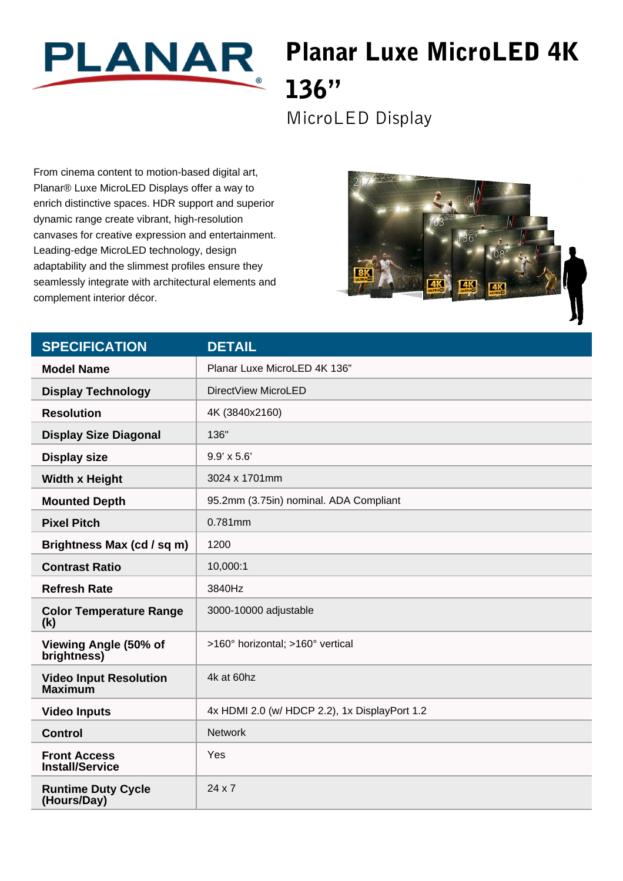PLANAR

# Planar Luxe MicroLED 4K 136”

## MicroLED Display

From cinema content to motion-based digital art, Planar® Luxe MicroLED Displays offer a way to enrich distinctive spaces. HDR support and superior dynamic range create vibrant, high-resolution canvases for creative expression and entertainment. Leading-edge MicroLED technology, design adaptability and the slimmest profiles ensure they seamlessly integrate with architectural elements and complement interior décor.

| SPECIFICATION | DETAIL |
|---|---|
| **Model Name** | Planar Luxe MicroLED 4K 136” |
| **Display Technology** | DirectView MicroLED |
| **Resolution** | 4K (3840x2160) |
| **Display Size Diagonal** | 136" |
| **Display size** | 9.9’ x 5.6’ |
| **Width x Height** | 3024 x 1701mm |
| **Mounted Depth** | 95.2mm (3.75in) nominal. ADA Compliant |
| **Pixel Pitch** | 0.781mm |
| **Brightness Max (cd / sq m)** | 1200 |
| **Contrast Ratio** | 10,000:1 |
| **Refresh Rate** | 3840Hz |
| **Color Temperature Range (k)** | 3000-10000 adjustable |
| **Viewing Angle (50% of brightness)** | >160° horizontal; >160° vertical |
| **Video Input Resolution Maximum** | 4k at 60hz |
| **Video Inputs** | 4x HDMI 2.0 (w/ HDCP 2.2), 1x DisplayPort 1.2 |
| **Control** | Network |
| **Front Access Install/Service** | Yes |
| **Runtime Duty Cycle (Hours/Day)** | 24 x 7 |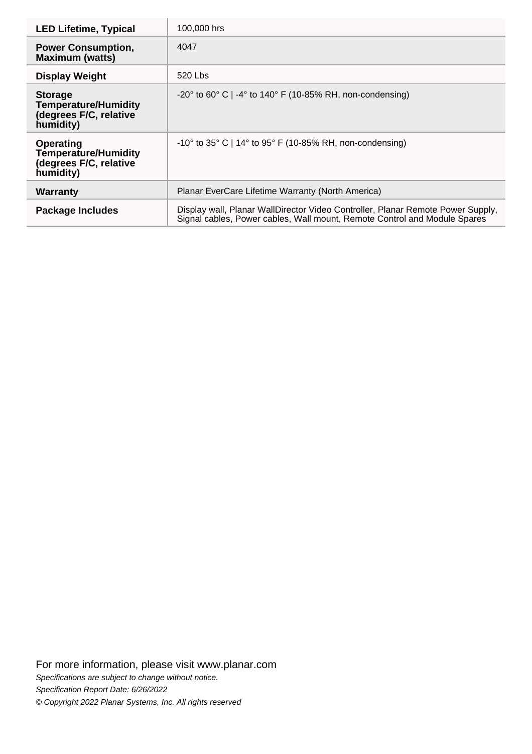| | |
|---|---|
| **LED Lifetime, Typical** | 100,000 hrs |
| **Power Consumption, Maximum (watts)** | 4047 |
| **Display Weight** | 520 Lbs |
| **Storage Temperature/Humidity (degrees F/C, relative humidity)** | -20° to 60° C \| -4° to 140° F (10-85% RH, non-condensing) |
| **Operating Temperature/Humidity (degrees F/C, relative humidity)** | -10° to 35° C \| 14° to 95° F (10-85% RH, non-condensing) |
| **Warranty** | Planar EverCare Lifetime Warranty (North America) |
| **Package Includes** | Display wall, Planar WallDirector Video Controller, Planar Remote Power Supply, Signal cables, Power cables, Wall mount, Remote Control and Module Spares |

For more information, please visit www.planar.com

*Specifications are subject to change without notice.*

*Specification Report Date: 6/26/2022*

*© Copyright 2022 Planar Systems, Inc. All rights reserved*